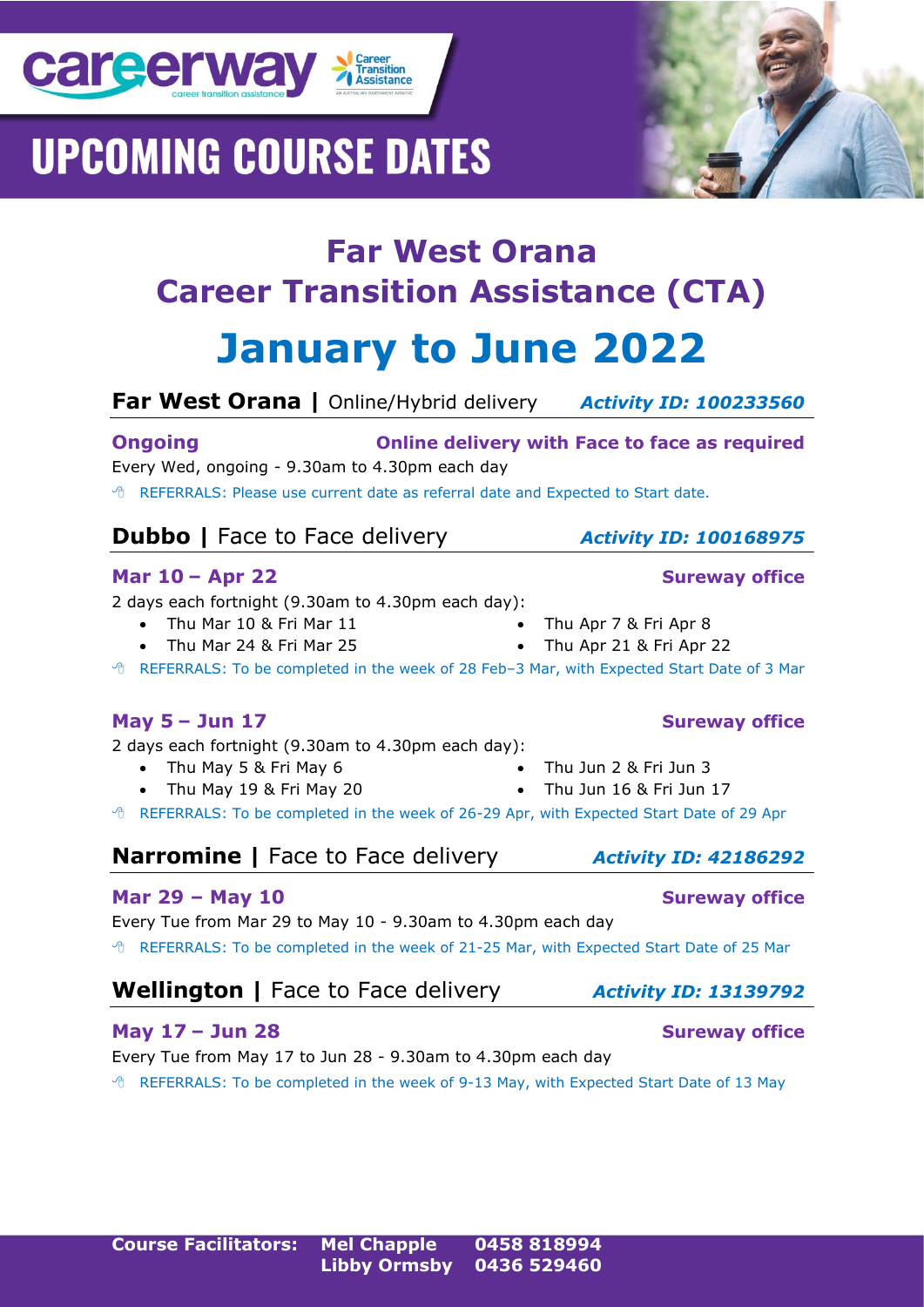careerway career transition assistance

Career Transition Assistance

# UPCOMING COURSE DATES

## Far West Orana
## Career Transition Assistance (CTA)
# January to June 2022

### **Far West Orana |** Online/Hybrid delivery — *Activity ID: 100233560*

**Ongoing** — **Online delivery with Face to face as required**

Every Wed, ongoing - 9.30am to 4.30pm each day

REFERRALS: Please use current date as referral date and Expected to Start date.

### **Dubbo |** Face to Face delivery — *Activity ID: 100168975*

**Mar 10 – Apr 22** — **Sureway office**

2 days each fortnight (9.30am to 4.30pm each day):

- Thu Mar 10 & Fri Mar 11
- Thu Mar 24 & Fri Mar 25
- Thu Apr 7 & Fri Apr 8
- Thu Apr 21 & Fri Apr 22

REFERRALS: To be completed in the week of 28 Feb–3 Mar, with Expected Start Date of 3 Mar

**May 5 – Jun 17** — **Sureway office**

2 days each fortnight (9.30am to 4.30pm each day):

- Thu May 5 & Fri May 6
- Thu May 19 & Fri May 20
- Thu Jun 2 & Fri Jun 3
- Thu Jun 16 & Fri Jun 17

REFERRALS: To be completed in the week of 26-29 Apr, with Expected Start Date of 29 Apr

### **Narromine |** Face to Face delivery — *Activity ID: 42186292*

**Mar 29 – May 10** — **Sureway office**

Every Tue from Mar 29 to May 10 - 9.30am to 4.30pm each day

REFERRALS: To be completed in the week of 21-25 Mar, with Expected Start Date of 25 Mar

### **Wellington |** Face to Face delivery — *Activity ID: 13139792*

**May 17 – Jun 28** — **Sureway office**

Every Tue from May 17 to Jun 28 - 9.30am to 4.30pm each day

REFERRALS: To be completed in the week of 9-13 May, with Expected Start Date of 13 May

**Course Facilitators:** **Mel Chapple 0458 818994**
**Libby Ormsby 0436 529460**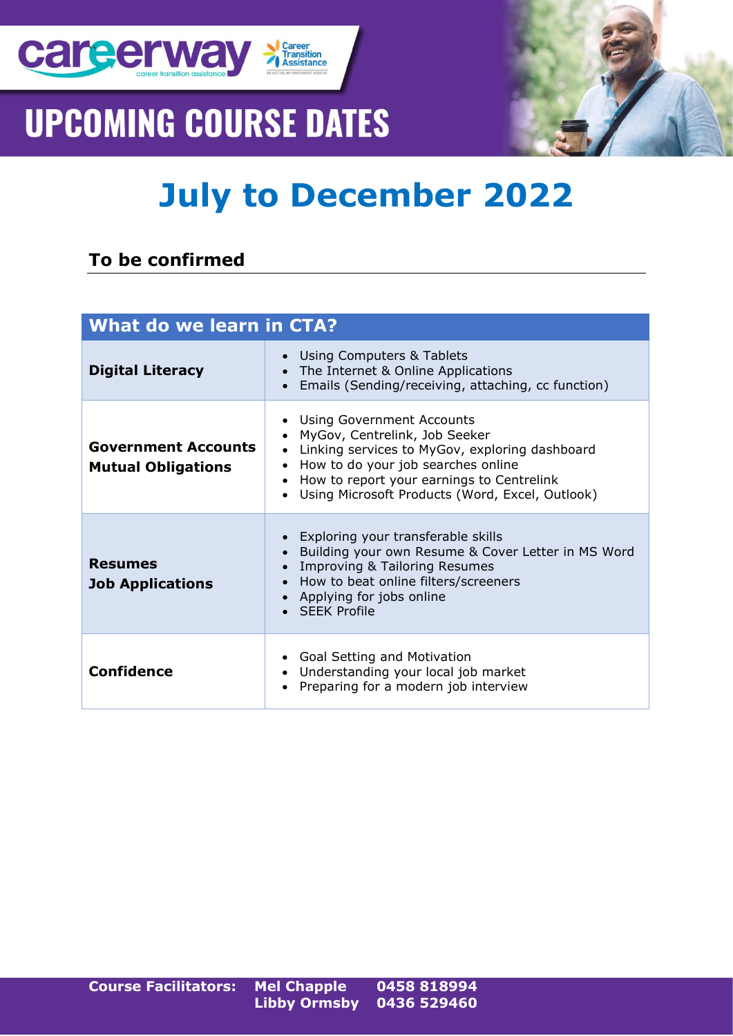careerway career transition assistance

Career Transition Assistance

# UPCOMING COURSE DATES

## July to December 2022

**To be confirmed**

| What do we learn in CTA? | |
|---|---|
| **Digital Literacy** | • Using Computers & Tablets<br>• The Internet & Online Applications<br>• Emails (Sending/receiving, attaching, cc function) |
| **Government Accounts**<br>**Mutual Obligations** | • Using Government Accounts<br>• MyGov, Centrelink, Job Seeker<br>• Linking services to MyGov, exploring dashboard<br>• How to do your job searches online<br>• How to report your earnings to Centrelink<br>• Using Microsoft Products (Word, Excel, Outlook) |
| **Resumes**<br>**Job Applications** | • Exploring your transferable skills<br>• Building your own Resume & Cover Letter in MS Word<br>• Improving & Tailoring Resumes<br>• How to beat online filters/screeners<br>• Applying for jobs online<br>• SEEK Profile |
| **Confidence** | • Goal Setting and Motivation<br>• Understanding your local job market<br>• Preparing for a modern job interview |

**Course Facilitators:** **Mel Chapple** **0458 818994**
**Libby Ormsby** **0436 529460**